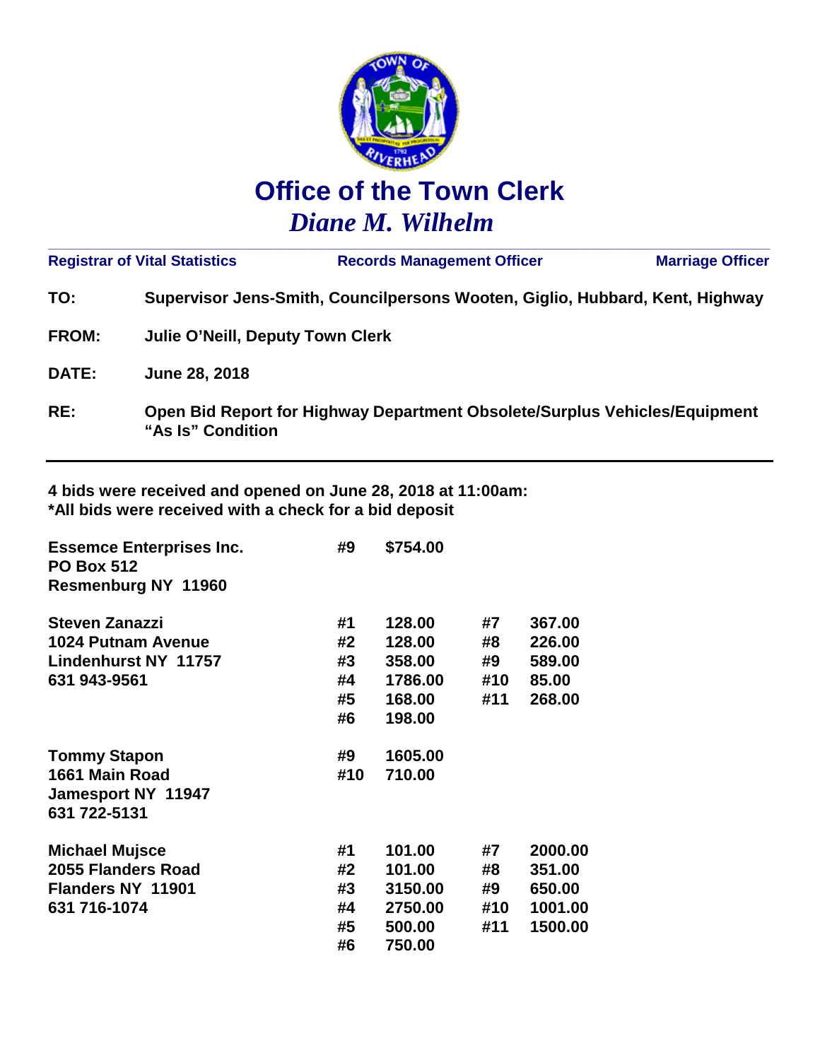# Office of the Town Clerk

***Diane M. Wilhelm***

**Registrar of Vital Statistics** | **Records Management Officer** | **Marriage Officer**

**TO:** Supervisor Jens-Smith, Councilpersons Wooten, Giglio, Hubbard, Kent, Highway

**FROM:** Julie O'Neill, Deputy Town Clerk

**DATE:** June 28, 2018

**RE:** Open Bid Report for Highway Department Obsolete/Surplus Vehicles/Equipment "As Is" Condition

---

**4 bids were received and opened on June 28, 2018 at 11:00am:**
**\*All bids were received with a check for a bid deposit**

**Essemce Enterprises Inc.**
**PO Box 512**
**Resmenburg NY 11960**

| Item | Bid |
|---|---|
| #9 | $754.00 |

**Steven Zanazzi**
**1024 Putnam Avenue**
**Lindenhurst NY 11757**
**631 943-9561**

| Item | Bid | Item | Bid |
|---|---|---|---|
| #1 | 128.00 | #7 | 367.00 |
| #2 | 128.00 | #8 | 226.00 |
| #3 | 358.00 | #9 | 589.00 |
| #4 | 1786.00 | #10 | 85.00 |
| #5 | 168.00 | #11 | 268.00 |
| #6 | 198.00 | | |

**Tommy Stapon**
**1661 Main Road**
**Jamesport NY 11947**
**631 722-5131**

| Item | Bid |
|---|---|
| #9 | 1605.00 |
| #10 | 710.00 |

**Michael Mujsce**
**2055 Flanders Road**
**Flanders NY 11901**
**631 716-1074**

| Item | Bid | Item | Bid |
|---|---|---|---|
| #1 | 101.00 | #7 | 2000.00 |
| #2 | 101.00 | #8 | 351.00 |
| #3 | 3150.00 | #9 | 650.00 |
| #4 | 2750.00 | #10 | 1001.00 |
| #5 | 500.00 | #11 | 1500.00 |
| #6 | 750.00 | | |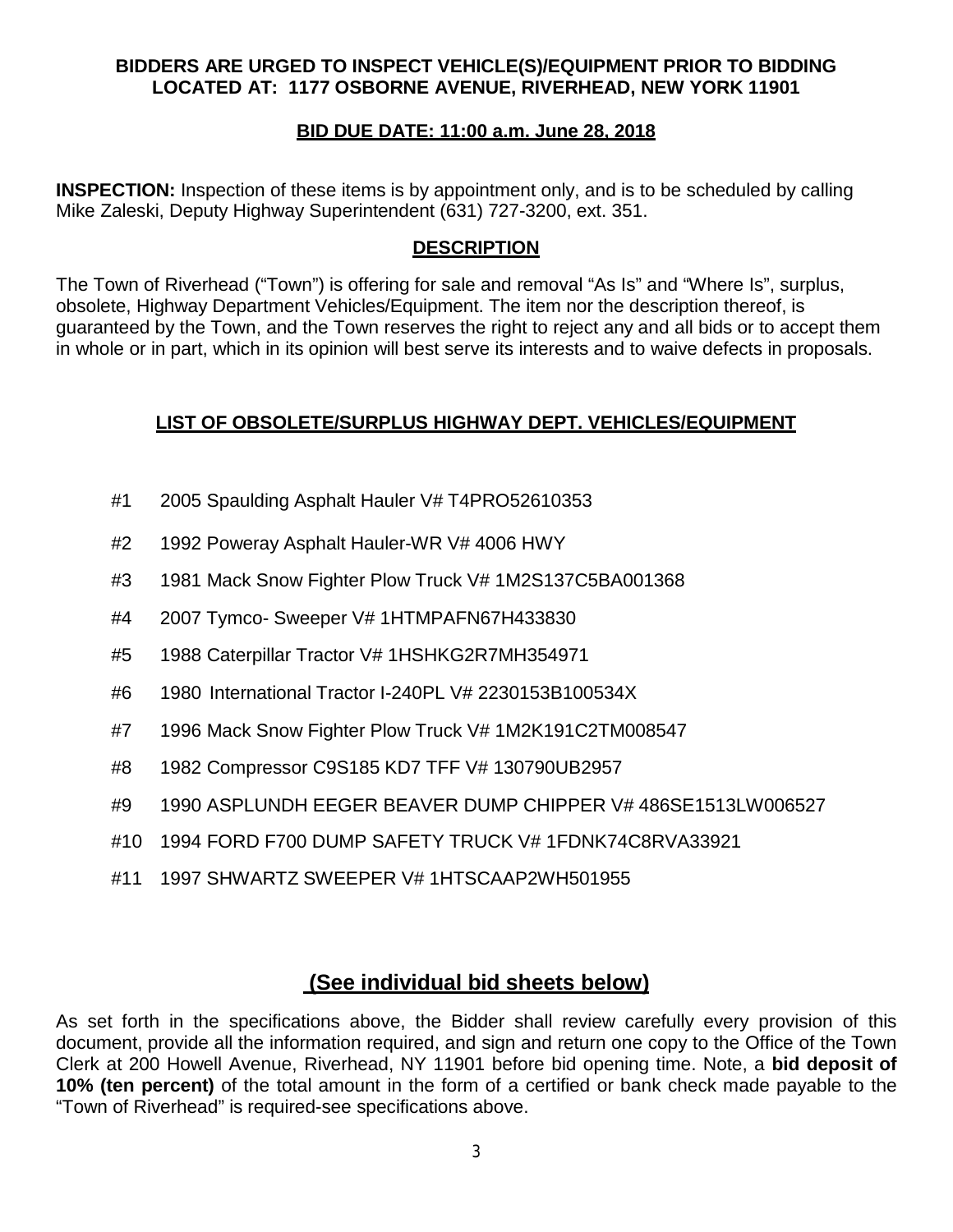**BIDDERS ARE URGED TO INSPECT VEHICLE(S)/EQUIPMENT PRIOR TO BIDDING LOCATED AT: 1177 OSBORNE AVENUE, RIVERHEAD, NEW YORK 11901**

**BID DUE DATE: 11:00 a.m. June 28, 2018**

**INSPECTION:** Inspection of these items is by appointment only, and is to be scheduled by calling Mike Zaleski, Deputy Highway Superintendent (631) 727-3200, ext. 351.

## DESCRIPTION

The Town of Riverhead ("Town") is offering for sale and removal "As Is" and "Where Is", surplus, obsolete, Highway Department Vehicles/Equipment. The item nor the description thereof, is guaranteed by the Town, and the Town reserves the right to reject any and all bids or to accept them in whole or in part, which in its opinion will best serve its interests and to waive defects in proposals.

## LIST OF OBSOLETE/SURPLUS HIGHWAY DEPT. VEHICLES/EQUIPMENT

- #1 2005 Spaulding Asphalt Hauler V# T4PRO52610353
- #2 1992 Poweray Asphalt Hauler-WR V# 4006 HWY
- #3 1981 Mack Snow Fighter Plow Truck V# 1M2S137C5BA001368
- #4 2007 Tymco- Sweeper V# 1HTMPAFN67H433830
- #5 1988 Caterpillar Tractor V# 1HSHKG2R7MH354971
- #6 1980 International Tractor I-240PL V# 2230153B100534X
- #7 1996 Mack Snow Fighter Plow Truck V# 1M2K191C2TM008547
- #8 1982 Compressor C9S185 KD7 TFF V# 130790UB2957
- #9 1990 ASPLUNDH EEGER BEAVER DUMP CHIPPER V# 486SE1513LW006527
- #10 1994 FORD F700 DUMP SAFETY TRUCK V# 1FDNK74C8RVA33921
- #11 1997 SHWARTZ SWEEPER V# 1HTSCAAP2WH501955

## (See individual bid sheets below)

As set forth in the specifications above, the Bidder shall review carefully every provision of this document, provide all the information required, and sign and return one copy to the Office of the Town Clerk at 200 Howell Avenue, Riverhead, NY 11901 before bid opening time. Note, a **bid deposit of 10% (ten percent)** of the total amount in the form of a certified or bank check made payable to the "Town of Riverhead" is required-see specifications above.